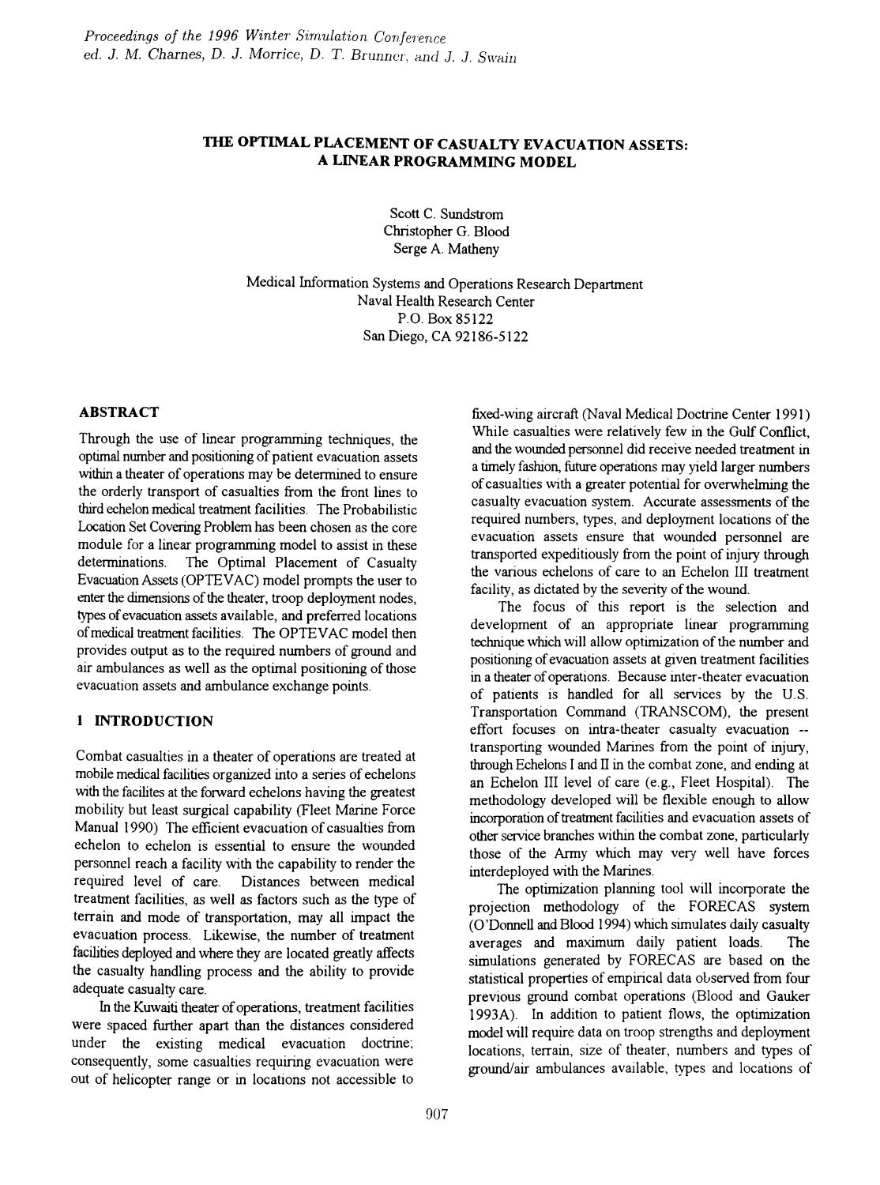# THE OPTIMAL PLACEMENT OF CASUALTY EVACUATION ASSETS: A LINEAR PROGRAMMING MODEL

Scott C. Sundstrom
Christopher G. Blood
Serge A. Matheny

Medical Information Systems and Operations Research Department
Naval Health Research Center
P.O. Box 85122
San Diego, CA 92186-5122

## ABSTRACT

Through the use of linear programming techniques, the optimal number and positioning of patient evacuation assets within a theater of operations may be determined to ensure the orderly transport of casualties from the front lines to third echelon medical treatment facilities. The Probabilistic Location Set Covering Problem has been chosen as the core module for a linear programming model to assist in these determinations. The Optimal Placement of Casualty Evacuation Assets (OPTEVAC) model prompts the user to enter the dimensions of the theater, troop deployment nodes, types of evacuation assets available, and preferred locations of medical treatment facilities. The OPTEVAC model then provides output as to the required numbers of ground and air ambulances as well as the optimal positioning of those evacuation assets and ambulance exchange points.

## 1 INTRODUCTION

Combat casualties in a theater of operations are treated at mobile medical facilities organized into a series of echelons with the facilites at the forward echelons having the greatest mobility but least surgical capability (Fleet Marine Force Manual 1990) The efficient evacuation of casualties from echelon to echelon is essential to ensure the wounded personnel reach a facility with the capability to render the required level of care. Distances between medical treatment facilities, as well as factors such as the type of terrain and mode of transportation, may all impact the evacuation process. Likewise, the number of treatment facilities deployed and where they are located greatly affects the casualty handling process and the ability to provide adequate casualty care.

In the Kuwaiti theater of operations, treatment facilities were spaced further apart than the distances considered under the existing medical evacuation doctrine; consequently, some casualties requiring evacuation were out of helicopter range or in locations not accessible to fixed-wing aircraft (Naval Medical Doctrine Center 1991) While casualties were relatively few in the Gulf Conflict, and the wounded personnel did receive needed treatment in a timely fashion, future operations may yield larger numbers of casualties with a greater potential for overwhelming the casualty evacuation system. Accurate assessments of the required numbers, types, and deployment locations of the evacuation assets ensure that wounded personnel are transported expeditiously from the point of injury through the various echelons of care to an Echelon III treatment facility, as dictated by the severity of the wound.

The focus of this report is the selection and development of an appropriate linear programming technique which will allow optimization of the number and positioning of evacuation assets at given treatment facilities in a theater of operations. Because inter-theater evacuation of patients is handled for all services by the U.S. Transportation Command (TRANSCOM), the present effort focuses on intra-theater casualty evacuation -- transporting wounded Marines from the point of injury, through Echelons I and II in the combat zone, and ending at an Echelon III level of care (e.g., Fleet Hospital). The methodology developed will be flexible enough to allow incorporation of treatment facilities and evacuation assets of other service branches within the combat zone, particularly those of the Army which may very well have forces interdeployed with the Marines.

The optimization planning tool will incorporate the projection methodology of the FORECAS system (O'Donnell and Blood 1994) which simulates daily casualty averages and maximum daily patient loads. The simulations generated by FORECAS are based on the statistical properties of empirical data observed from four previous ground combat operations (Blood and Gauker 1993A). In addition to patient flows, the optimization model will require data on troop strengths and deployment locations, terrain, size of theater, numbers and types of ground/air ambulances available, types and locations of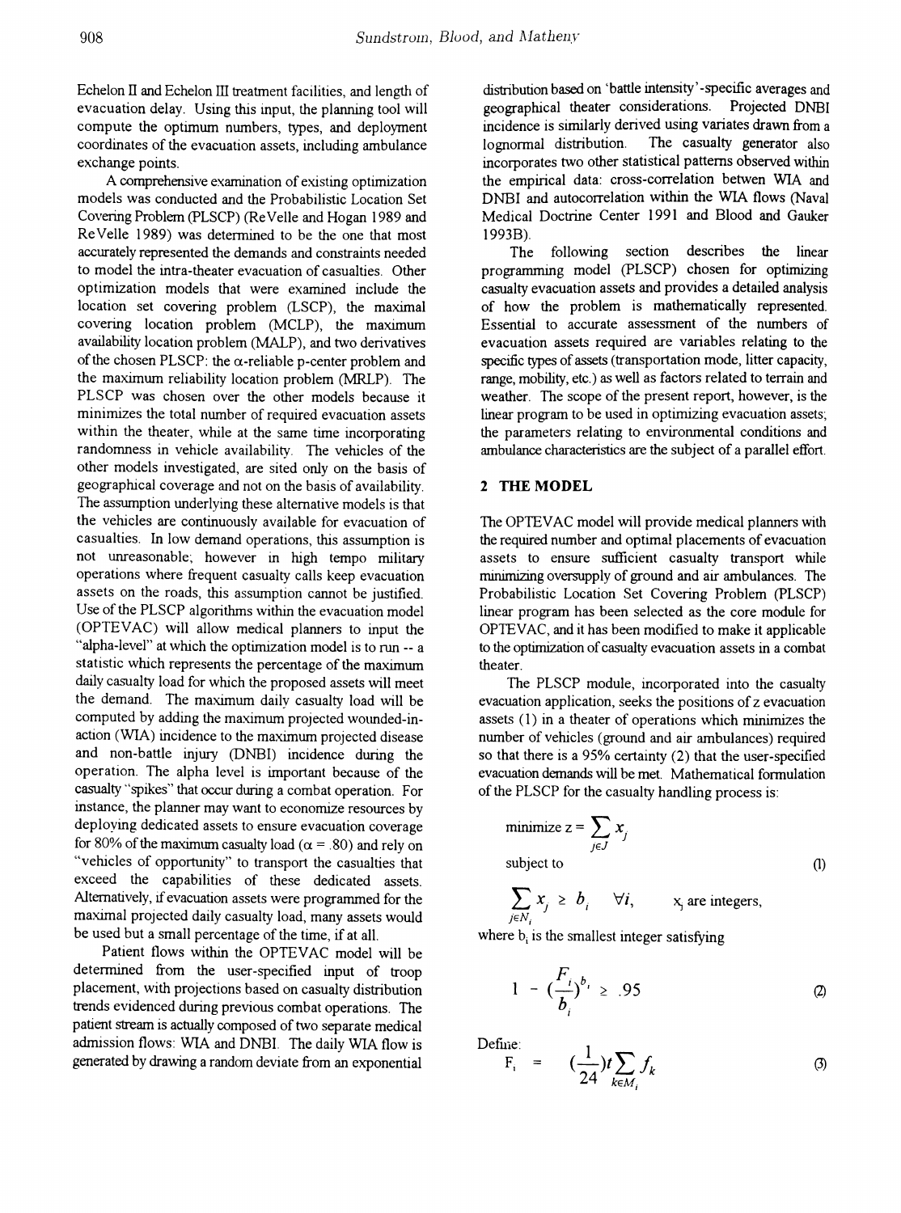Echelon II and Echelon III treatment facilities, and length of evacuation delay. Using this input, the planning tool will compute the optimum numbers, types, and deployment coordinates of the evacuation assets, including ambulance exchange points.

A comprehensive examination of existing optimization models was conducted and the Probabilistic Location Set Covering Problem (PLSCP) (ReVelle and Hogan 1989 and ReVelle 1989) was determined to be the one that most accurately represented the demands and constraints needed to model the intra-theater evacuation of casualties. Other optimization models that were examined include the location set covering problem (LSCP), the maximal covering location problem (MCLP), the maximum availability location problem (MALP), and two derivatives of the chosen PLSCP: the $\alpha$-reliable p-center problem and the maximum reliability location problem (MRLP). The PLSCP was chosen over the other models because it minimizes the total number of required evacuation assets within the theater, while at the same time incorporating randomness in vehicle availability. The vehicles of the other models investigated, are sited only on the basis of geographical coverage and not on the basis of availability. The assumption underlying these alternative models is that the vehicles are continuously available for evacuation of casualties. In low demand operations, this assumption is not unreasonable; however in high tempo military operations where frequent casualty calls keep evacuation assets on the roads, this assumption cannot be justified. Use of the PLSCP algorithms within the evacuation model (OPTEVAC) will allow medical planners to input the "alpha-level" at which the optimization model is to run -- a statistic which represents the percentage of the maximum daily casualty load for which the proposed assets will meet the demand. The maximum daily casualty load will be computed by adding the maximum projected wounded-in-action (WIA) incidence to the maximum projected disease and non-battle injury (DNBI) incidence during the operation. The alpha level is important because of the casualty "spikes" that occur during a combat operation. For instance, the planner may want to economize resources by deploying dedicated assets to ensure evacuation coverage for 80% of the maximum casualty load ($\alpha$ = .80) and rely on "vehicles of opportunity" to transport the casualties that exceed the capabilities of these dedicated assets. Alternatively, if evacuation assets were programmed for the maximal projected daily casualty load, many assets would be used but a small percentage of the time, if at all.

Patient flows within the OPTEVAC model will be determined from the user-specified input of troop placement, with projections based on casualty distribution trends evidenced during previous combat operations. The patient stream is actually composed of two separate medical admission flows: WIA and DNBI. The daily WIA flow is generated by drawing a random deviate from an exponential distribution based on 'battle intensity'-specific averages and geographical theater considerations. Projected DNBI incidence is similarly derived using variates drawn from a lognormal distribution. The casualty generator also incorporates two other statistical patterns observed within the empirical data: cross-correlation betwen WIA and DNBI and autocorrelation within the WIA flows (Naval Medical Doctrine Center 1991 and Blood and Gauker 1993B).

The following section describes the linear programming model (PLSCP) chosen for optimizing casualty evacuation assets and provides a detailed analysis of how the problem is mathematically represented. Essential to accurate assessment of the numbers of evacuation assets required are variables relating to the specific types of assets (transportation mode, litter capacity, range, mobility, etc.) as well as factors related to terrain and weather. The scope of the present report, however, is the linear program to be used in optimizing evacuation assets; the parameters relating to environmental conditions and ambulance characteristics are the subject of a parallel effort.

## 2 THE MODEL

The OPTEVAC model will provide medical planners with the required number and optimal placements of evacuation assets to ensure sufficient casualty transport while minimizing oversupply of ground and air ambulances. The Probabilistic Location Set Covering Problem (PLSCP) linear program has been selected as the core module for OPTEVAC, and it has been modified to make it applicable to the optimization of casualty evacuation assets in a combat theater.

The PLSCP module, incorporated into the casualty evacuation application, seeks the positions of z evacuation assets (1) in a theater of operations which minimizes the number of vehicles (ground and air ambulances) required so that there is a 95% certainty (2) that the user-specified evacuation demands will be met. Mathematical formulation of the PLSCP for the casualty handling process is:

$$\text{minimize } z = \sum_{j \in J} x_j$$

$$\text{subject to} \tag{1}$$

$$\sum_{j \in N_i} x_j \geq b_i \quad \forall i, \qquad x_j \text{ are integers,}$$

where $b_i$ is the smallest integer satisfying

$$1 - \left(\frac{F_i}{b_i}\right)^{b_i} \geq .95 \tag{2}$$

Define:

$$F_i = \left(\frac{1}{24}\right) t \sum_{k \in M_i} f_k \tag{3}$$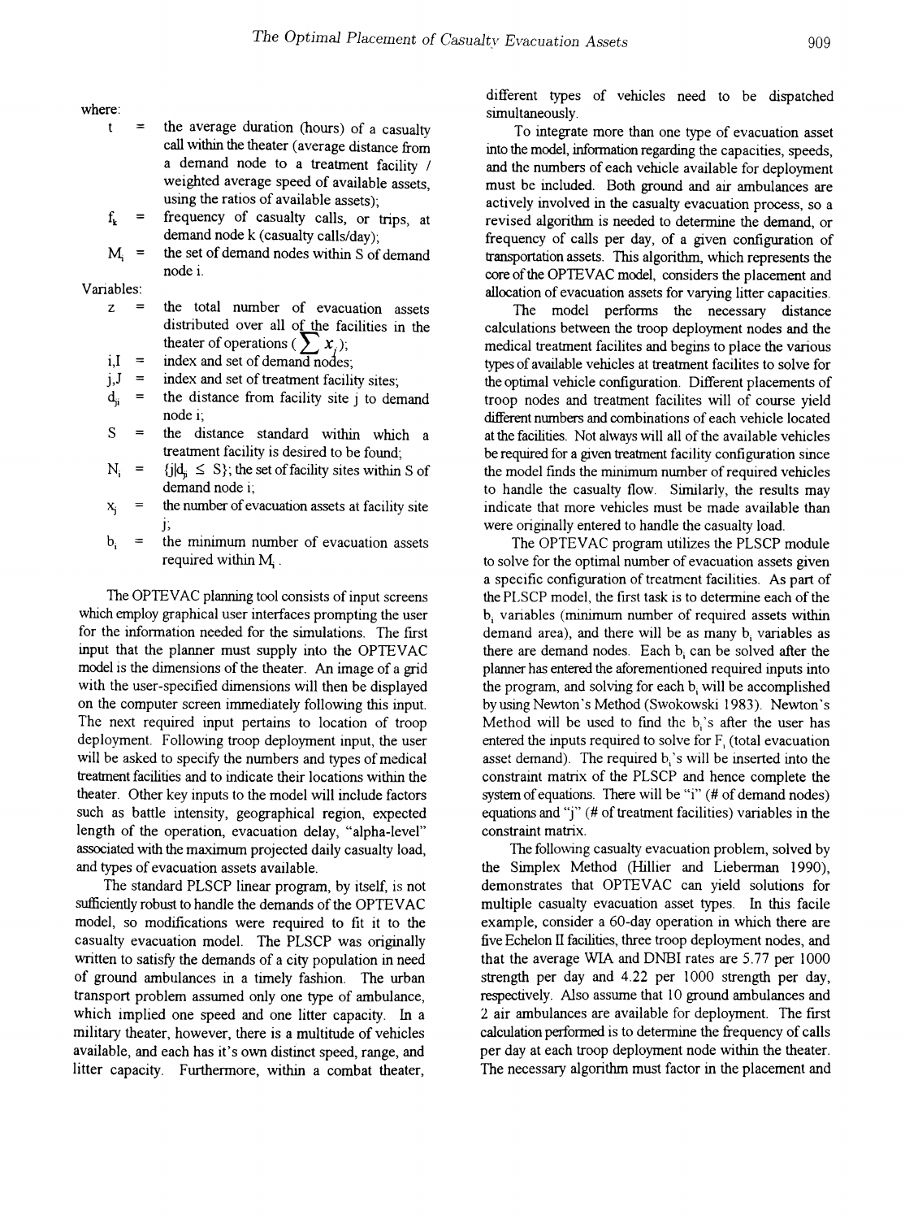where:

- $t$ = the average duration (hours) of a casualty call within the theater (average distance from a demand node to a treatment facility / weighted average speed of available assets, using the ratios of available assets);
- $f_k$ = frequency of casualty calls, or trips, at demand node k (casualty calls/day);
- $M_i$ = the set of demand nodes within S of demand node i.

Variables:

- $z$ = the total number of evacuation assets distributed over all of the facilities in the theater of operations ($\sum x_j$);
- $i,I$ = index and set of demand nodes;
- $j,J$ = index and set of treatment facility sites;
- $d_{ji}$ = the distance from facility site j to demand node i;
- $S$ = the distance standard within which a treatment facility is desired to be found;
- $N_i$ = $\{j|d_{ji} \leq S\}$; the set of facility sites within S of demand node i;
- $x_j$ = the number of evacuation assets at facility site j;
- $b_i$ = the minimum number of evacuation assets required within $M_i$.

The OPTEVAC planning tool consists of input screens which employ graphical user interfaces prompting the user for the information needed for the simulations. The first input that the planner must supply into the OPTEVAC model is the dimensions of the theater. An image of a grid with the user-specified dimensions will then be displayed on the computer screen immediately following this input. The next required input pertains to location of troop deployment. Following troop deployment input, the user will be asked to specify the numbers and types of medical treatment facilities and to indicate their locations within the theater. Other key inputs to the model will include factors such as battle intensity, geographical region, expected length of the operation, evacuation delay, "alpha-level" associated with the maximum projected daily casualty load, and types of evacuation assets available.

The standard PLSCP linear program, by itself, is not sufficiently robust to handle the demands of the OPTEVAC model, so modifications were required to fit it to the casualty evacuation model. The PLSCP was originally written to satisfy the demands of a city population in need of ground ambulances in a timely fashion. The urban transport problem assumed only one type of ambulance, which implied one speed and one litter capacity. In a military theater, however, there is a multitude of vehicles available, and each has it's own distinct speed, range, and litter capacity. Furthermore, within a combat theater, different types of vehicles need to be dispatched simultaneously.

To integrate more than one type of evacuation asset into the model, information regarding the capacities, speeds, and the numbers of each vehicle available for deployment must be included. Both ground and air ambulances are actively involved in the casualty evacuation process, so a revised algorithm is needed to determine the demand, or frequency of calls per day, of a given configuration of transportation assets. This algorithm, which represents the core of the OPTEVAC model, considers the placement and allocation of evacuation assets for varying litter capacities.

The model performs the necessary distance calculations between the troop deployment nodes and the medical treatment facilites and begins to place the various types of available vehicles at treatment facilites to solve for the optimal vehicle configuration. Different placements of troop nodes and treatment facilites will of course yield different numbers and combinations of each vehicle located at the facilities. Not always will all of the available vehicles be required for a given treatment facility configuration since the model finds the minimum number of required vehicles to handle the casualty flow. Similarly, the results may indicate that more vehicles must be made available than were originally entered to handle the casualty load.

The OPTEVAC program utilizes the PLSCP module to solve for the optimal number of evacuation assets given a specific configuration of treatment facilities. As part of the PLSCP model, the first task is to determine each of the $b_i$ variables (minimum number of required assets within demand area), and there will be as many $b_i$ variables as there are demand nodes. Each $b_i$ can be solved after the planner has entered the aforementioned required inputs into the program, and solving for each $b_i$ will be accomplished by using Newton's Method (Swokowski 1983). Newton's Method will be used to find the $b_i$'s after the user has entered the inputs required to solve for $F_i$ (total evacuation asset demand). The required $b_i$'s will be inserted into the constraint matrix of the PLSCP and hence complete the system of equations. There will be "i" (# of demand nodes) equations and "j" (# of treatment facilities) variables in the constraint matrix.

The following casualty evacuation problem, solved by the Simplex Method (Hillier and Lieberman 1990), demonstrates that OPTEVAC can yield solutions for multiple casualty evacuation asset types. In this facile example, consider a 60-day operation in which there are five Echelon II facilities, three troop deployment nodes, and that the average WIA and DNBI rates are 5.77 per 1000 strength per day and 4.22 per 1000 strength per day, respectively. Also assume that 10 ground ambulances and 2 air ambulances are available for deployment. The first calculation performed is to determine the frequency of calls per day at each troop deployment node within the theater. The necessary algorithm must factor in the placement and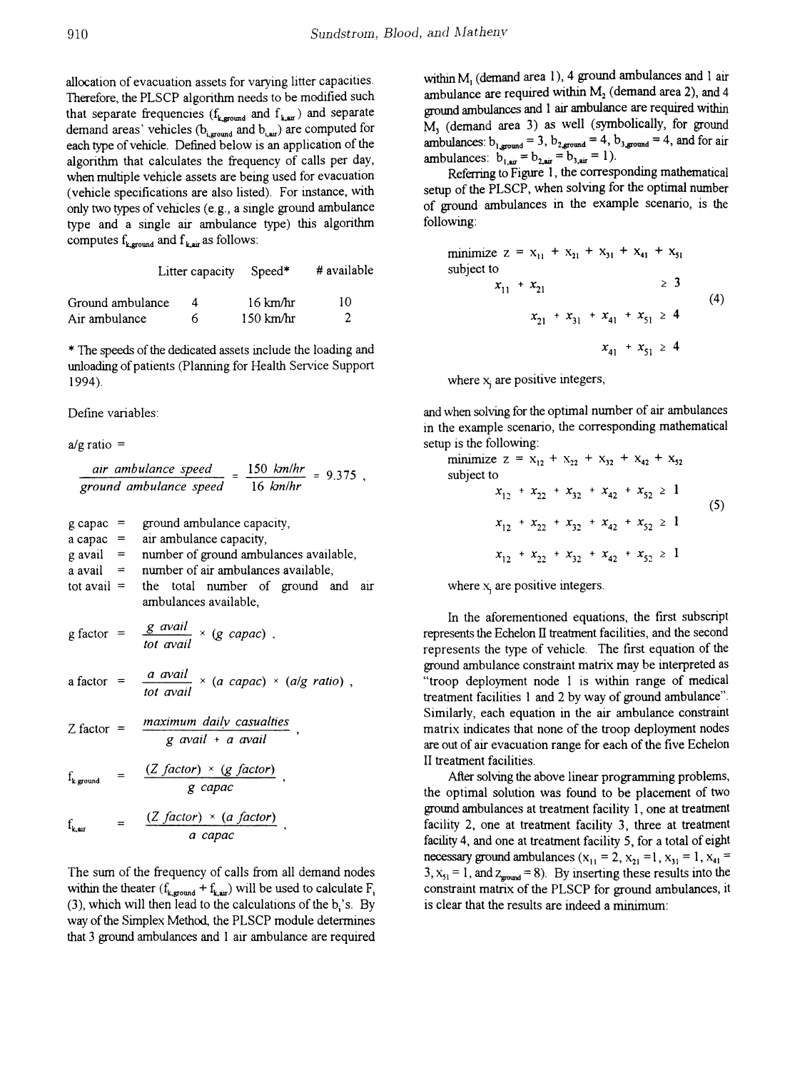allocation of evacuation assets for varying litter capacities. Therefore, the PLSCP algorithm needs to be modified such that separate frequencies ($f_{k,ground}$ and $f_{k,air}$) and separate demand areas' vehicles ($b_{i,ground}$ and $b_{i,air}$) are computed for each type of vehicle. Defined below is an application of the algorithm that calculates the frequency of calls per day, when multiple vehicle assets are being used for evacuation (vehicle specifications are also listed). For instance, with only two types of vehicles (e.g., a single ground ambulance type and a single air ambulance type) this algorithm computes $f_{k,ground}$ and $f_{k,air}$ as follows:

| | Litter capacity | Speed* | # available |
|---|---|---|---|
| Ground ambulance | 4 | 16 km/hr | 10 |
| Air ambulance | 6 | 150 km/hr | 2 |

\* The speeds of the dedicated assets include the loading and unloading of patients (Planning for Health Service Support 1994).

Define variables:

a/g ratio =

$$\frac{\textit{air ambulance speed}}{\textit{ground ambulance speed}} = \frac{150 \ km/hr}{16 \ km/hr} = 9.375 \ ,$$

g capac = ground ambulance capacity,
a capac = air ambulance capacity,
g avail = number of ground ambulances available,
a avail = number of air ambulances available,
tot avail = the total number of ground and air ambulances available,

$$\text{g factor} = \frac{g\ avail}{tot\ avail} \times (g\ capac) \ ,$$

$$\text{a factor} = \frac{a\ avail}{tot\ avail} \times (a\ capac) \times (a/g\ ratio) \ ,$$

$$\text{Z factor} = \frac{maximum\ daily\ casualties}{g\ avail + a\ avail} \ ,$$

$$f_{k,ground} = \frac{(Z\ factor) \times (g\ factor)}{g\ capac} \ ,$$

$$f_{k,air} = \frac{(Z\ factor) \times (a\ factor)}{a\ capac} \ ,$$

The sum of the frequency of calls from all demand nodes within the theater ($f_{k,ground} + f_{k,air}$) will be used to calculate $F_i$ (3), which will then lead to the calculations of the $b_i$'s. By way of the Simplex Method, the PLSCP module determines that 3 ground ambulances and 1 air ambulance are required within $M_1$ (demand area 1), 4 ground ambulances and 1 air ambulance are required within $M_2$ (demand area 2), and 4 ground ambulances and 1 air ambulance are required within $M_3$ (demand area 3) as well (symbolically, for ground ambulances: $b_{1,ground} = 3$, $b_{2,ground} = 4$, $b_{3,ground} = 4$, and for air ambulances: $b_{1,air} = b_{2,air} = b_{3,air} = 1$).

Referring to Figure 1, the corresponding mathematical setup of the PLSCP, when solving for the optimal number of ground ambulances in the example scenario, is the following:

$$\begin{aligned}
&\text{minimize } z = x_{11} + x_{21} + x_{31} + x_{41} + x_{51} \\
&\text{subject to} \\
&\quad x_{11} + x_{21} \geq 3 \\
&\quad x_{21} + x_{31} + x_{41} + x_{51} \geq 4 \\
&\quad x_{41} + x_{51} \geq 4
\end{aligned} \tag{4}$$

where $x_j$ are positive integers,

and when solving for the optimal number of air ambulances in the example scenario, the corresponding mathematical setup is the following:

$$\begin{aligned}
&\text{minimize } z = x_{12} + x_{22} + x_{32} + x_{42} + x_{52} \\
&\text{subject to} \\
&\quad x_{12} + x_{22} + x_{32} + x_{42} + x_{52} \geq 1 \\
&\quad x_{12} + x_{22} + x_{32} + x_{42} + x_{52} \geq 1 \\
&\quad x_{12} + x_{22} + x_{32} + x_{42} + x_{52} \geq 1
\end{aligned} \tag{5}$$

where $x_j$ are positive integers.

In the aforementioned equations, the first subscript represents the Echelon II treatment facilities, and the second represents the type of vehicle. The first equation of the ground ambulance constraint matrix may be interpreted as "troop deployment node 1 is within range of medical treatment facilities 1 and 2 by way of ground ambulance". Similarly, each equation in the air ambulance constraint matrix indicates that none of the troop deployment nodes are out of air evacuation range for each of the five Echelon II treatment facilities.

After solving the above linear programming problems, the optimal solution was found to be placement of two ground ambulances at treatment facility 1, one at treatment facility 2, one at treatment facility 3, three at treatment facility 4, and one at treatment facility 5, for a total of eight necessary ground ambulances ($x_{11} = 2$, $x_{21} = 1$, $x_{31} = 1$, $x_{41} = 3$, $x_{51} = 1$, and $z_{ground} = 8$). By inserting these results into the constraint matrix of the PLSCP for ground ambulances, it is clear that the results are indeed a minimum: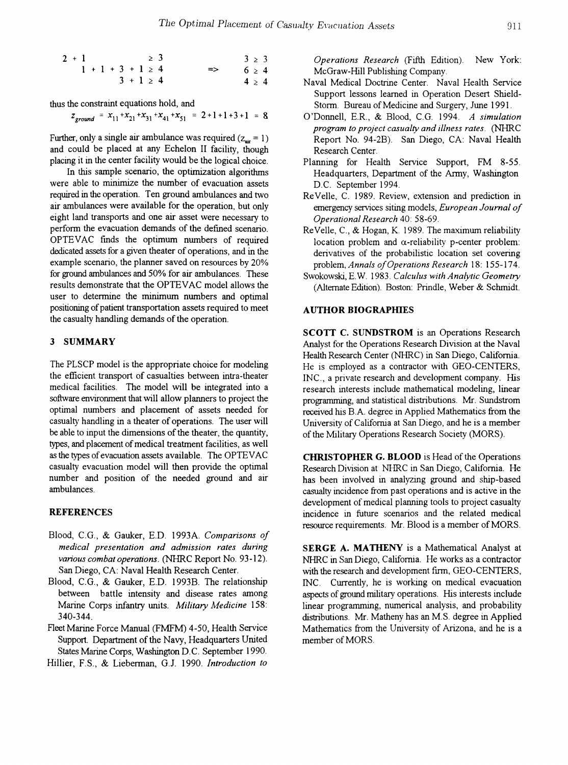$$\begin{aligned} 2 + 1 \quad\quad\quad\quad\quad\quad &\geq 3 & \quad\quad & 3 \geq 3 \\ 1 + 1 + 3 + 1 &\geq 4 & \Rightarrow \quad & 6 \geq 4 \\ 3 + 1 &\geq 4 & & 4 \geq 4 \end{aligned}$$

thus the constraint equations hold, and

$$z_{ground} = x_{11} + x_{21} + x_{31} + x_{41} + x_{51} = 2 + 1 + 1 + 3 + 1 = 8$$

Further, only a single air ambulance was required ($z_{air} = 1$) and could be placed at any Echelon II facility, though placing it in the center facility would be the logical choice.

In this sample scenario, the optimization algorithms were able to minimize the number of evacuation assets required in the operation. Ten ground ambulances and two air ambulances were available for the operation, but only eight land transports and one air asset were necessary to perform the evacuation demands of the defined scenario. OPTEVAC finds the optimum numbers of required dedicated assets for a given theater of operations, and in the example scenario, the planner saved on resources by 20% for ground ambulances and 50% for air ambulances. These results demonstrate that the OPTEVAC model allows the user to determine the minimum numbers and optimal positioning of patient transportation assets required to meet the casualty handling demands of the operation.

## 3 SUMMARY

The PLSCP model is the appropriate choice for modeling the efficient transport of casualties between intra-theater medical facilities. The model will be integrated into a software environment that will allow planners to project the optimal numbers and placement of assets needed for casualty handling in a theater of operations. The user will be able to input the dimensions of the theater, the quantity, types, and placement of medical treatment facilities, as well as the types of evacuation assets available. The OPTEVAC casualty evacuation model will then provide the optimal number and position of the needed ground and air ambulances.

## REFERENCES

Blood, C.G., & Gauker, E.D. 1993A. *Comparisons of medical presentation and admission rates during various combat operations*. (NHRC Report No. 93-12). San Diego, CA: Naval Health Research Center.

Blood, C.G., & Gauker, E.D. 1993B. The relationship between battle intensity and disease rates among Marine Corps infantry units. *Military Medicine* 158: 340-344.

Fleet Marine Force Manual (FMFM) 4-50, Health Service Support. Department of the Navy, Headquarters United States Marine Corps, Washington D.C. September 1990.

Hillier, F.S., & Lieberman, G.J. 1990. *Introduction to Operations Research* (Fifth Edition). New York: McGraw-Hill Publishing Company.

Naval Medical Doctrine Center. Naval Health Service Support lessons learned in Operation Desert Shield-Storm. Bureau of Medicine and Surgery, June 1991.

O'Donnell, E.R., & Blood, C.G. 1994. *A simulation program to project casualty and illness rates*. (NHRC Report No. 94-2B). San Diego, CA: Naval Health Research Center.

Planning for Health Service Support, FM 8-55. Headquarters, Department of the Army, Washington D.C. September 1994.

ReVelle, C. 1989. Review, extension and prediction in emergency services siting models, *European Journal of Operational Research* 40: 58-69.

ReVelle, C., & Hogan, K. 1989. The maximum reliability location problem and α-reliability p-center problem: derivatives of the probabilistic location set covering problem, *Annals of Operations Research* 18: 155-174.

Swokowski, E.W. 1983. *Calculus with Analytic Geometry* (Alternate Edition). Boston: Prindle, Weber & Schmidt.

## AUTHOR BIOGRAPHIES

**SCOTT C. SUNDSTROM** is an Operations Research Analyst for the Operations Research Division at the Naval Health Research Center (NHRC) in San Diego, California. He is employed as a contractor with GEO-CENTERS, INC., a private research and development company. His research interests include mathematical modeling, linear programming, and statistical distributions. Mr. Sundstrom received his B.A. degree in Applied Mathematics from the University of California at San Diego, and he is a member of the Military Operations Research Society (MORS).

**CHRISTOPHER G. BLOOD** is Head of the Operations Research Division at NHRC in San Diego, California. He has been involved in analyzing ground and ship-based casualty incidence from past operations and is active in the development of medical planning tools to project casualty incidence in future scenarios and the related medical resource requirements. Mr. Blood is a member of MORS.

**SERGE A. MATHENY** is a Mathematical Analyst at NHRC in San Diego, California. He works as a contractor with the research and development firm, GEO-CENTERS, INC. Currently, he is working on medical evacuation aspects of ground military operations. His interests include linear programming, numerical analysis, and probability distributions. Mr. Matheny has an M.S. degree in Applied Mathematics from the University of Arizona, and he is a member of MORS.